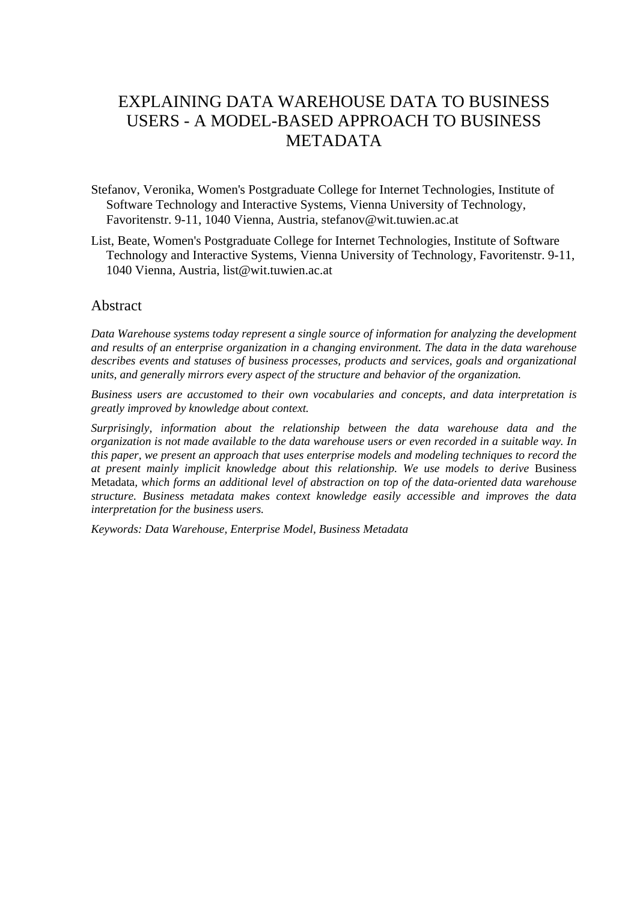# EXPLAINING DATA WAREHOUSE DATA TO BUSINESS USERS - A MODEL-BASED APPROACH TO BUSINESS METADATA

Stefanov, Veronika, Women's Postgraduate College for Internet Technologies, Institute of Software Technology and Interactive Systems, Vienna University of Technology, Favoritenstr. 9-11, 1040 Vienna, Austria, stefanov@wit.tuwien.ac.at

List, Beate, Women's Postgraduate College for Internet Technologies, Institute of Software Technology and Interactive Systems, Vienna University of Technology, Favoritenstr. 9-11, 1040 Vienna, Austria, list@wit.tuwien.ac.at

## Abstract

*Data Warehouse systems today represent a single source of information for analyzing the development and results of an enterprise organization in a changing environment. The data in the data warehouse describes events and statuses of business processes, products and services, goals and organizational units, and generally mirrors every aspect of the structure and behavior of the organization.*

*Business users are accustomed to their own vocabularies and concepts, and data interpretation is greatly improved by knowledge about context.*

*Surprisingly, information about the relationship between the data warehouse data and the organization is not made available to the data warehouse users or even recorded in a suitable way. In this paper, we present an approach that uses enterprise models and modeling techniques to record the at present mainly implicit knowledge about this relationship. We use models to derive* Business Metadata*, which forms an additional level of abstraction on top of the data-oriented data warehouse structure. Business metadata makes context knowledge easily accessible and improves the data interpretation for the business users.*

*Keywords: Data Warehouse, Enterprise Model, Business Metadata*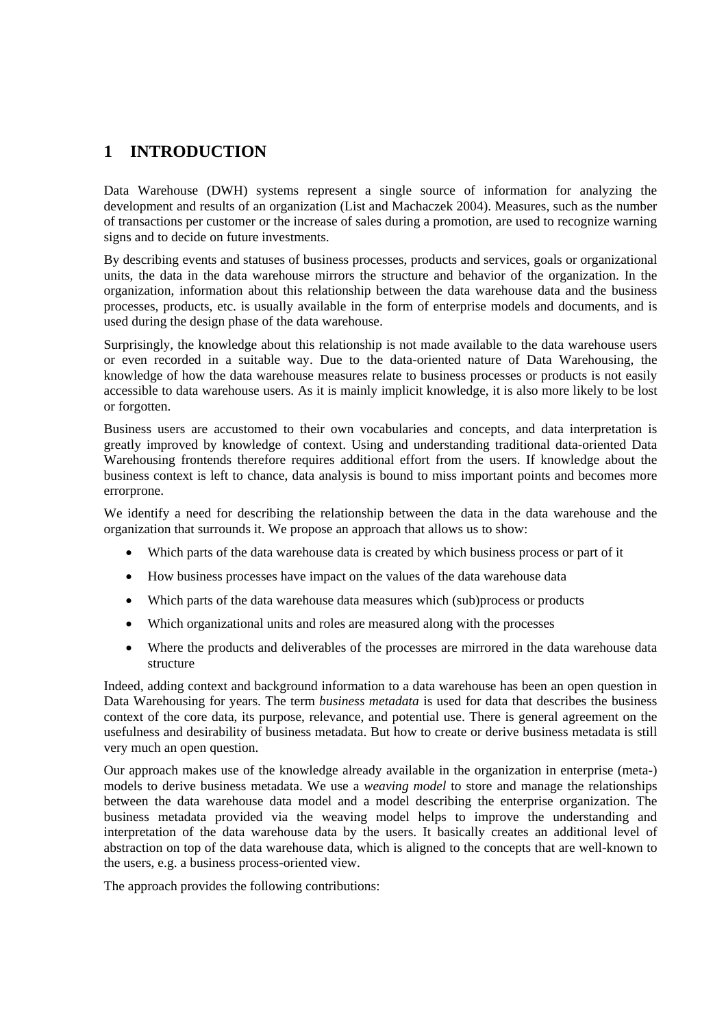# 1 INTRODUCTION

Data Warehouse (DWH) systems represent a single source of information for analyzing the development and results of an organization (List and Machaczek 2004). Measures, such as the number of transactions per customer or the increase of sales during a promotion, are used to recognize warning signs and to decide on future investments.

By describing events and statuses of business processes, products and services, goals or organizational units, the data in the data warehouse mirrors the structure and behavior of the organization. In the organization, information about this relationship between the data warehouse data and the business processes, products, etc. is usually available in the form of enterprise models and documents, and is used during the design phase of the data warehouse.

Surprisingly, the knowledge about this relationship is not made available to the data warehouse users or even recorded in a suitable way. Due to the data-oriented nature of Data Warehousing, the knowledge of how the data warehouse measures relate to business processes or products is not easily accessible to data warehouse users. As it is mainly implicit knowledge, it is also more likely to be lost or forgotten.

Business users are accustomed to their own vocabularies and concepts, and data interpretation is greatly improved by knowledge of context. Using and understanding traditional data-oriented Data Warehousing frontends therefore requires additional effort from the users. If knowledge about the business context is left to chance, data analysis is bound to miss important points and becomes more errorprone.

We identify a need for describing the relationship between the data in the data warehouse and the organization that surrounds it. We propose an approach that allows us to show:

- Which parts of the data warehouse data is created by which business process or part of it
- How business processes have impact on the values of the data warehouse data
- Which parts of the data warehouse data measures which (sub)process or products
- Which organizational units and roles are measured along with the processes
- Where the products and deliverables of the processes are mirrored in the data warehouse data structure

Indeed, adding context and background information to a data warehouse has been an open question in Data Warehousing for years. The term *business metadata* is used for data that describes the business context of the core data, its purpose, relevance, and potential use. There is general agreement on the usefulness and desirability of business metadata. But how to create or derive business metadata is still very much an open question.

Our approach makes use of the knowledge already available in the organization in enterprise (meta-) models to derive business metadata. We use a *weaving model* to store and manage the relationships between the data warehouse data model and a model describing the enterprise organization. The business metadata provided via the weaving model helps to improve the understanding and interpretation of the data warehouse data by the users. It basically creates an additional level of abstraction on top of the data warehouse data, which is aligned to the concepts that are well-known to the users, e.g. a business process-oriented view.

The approach provides the following contributions: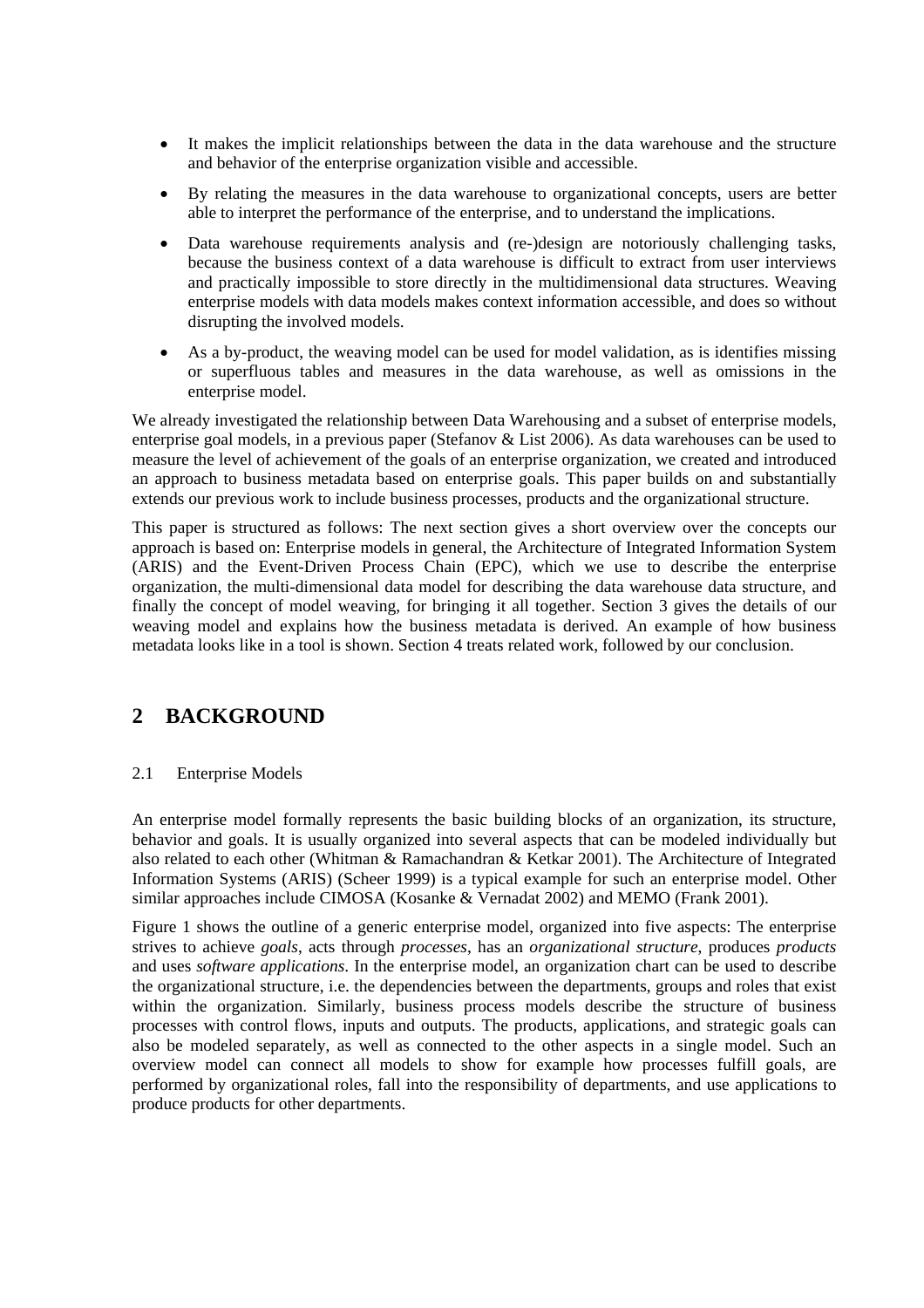- It makes the implicit relationships between the data in the data warehouse and the structure and behavior of the enterprise organization visible and accessible.
- By relating the measures in the data warehouse to organizational concepts, users are better able to interpret the performance of the enterprise, and to understand the implications.
- Data warehouse requirements analysis and (re-)design are notoriously challenging tasks, because the business context of a data warehouse is difficult to extract from user interviews and practically impossible to store directly in the multidimensional data structures. Weaving enterprise models with data models makes context information accessible, and does so without disrupting the involved models.
- As a by-product, the weaving model can be used for model validation, as is identifies missing or superfluous tables and measures in the data warehouse, as well as omissions in the enterprise model.

We already investigated the relationship between Data Warehousing and a subset of enterprise models, enterprise goal models, in a previous paper (Stefanov & List 2006). As data warehouses can be used to measure the level of achievement of the goals of an enterprise organization, we created and introduced an approach to business metadata based on enterprise goals. This paper builds on and substantially extends our previous work to include business processes, products and the organizational structure.

This paper is structured as follows: The next section gives a short overview over the concepts our approach is based on: Enterprise models in general, the Architecture of Integrated Information System (ARIS) and the Event-Driven Process Chain (EPC), which we use to describe the enterprise organization, the multi-dimensional data model for describing the data warehouse data structure, and finally the concept of model weaving, for bringing it all together. Section 3 gives the details of our weaving model and explains how the business metadata is derived. An example of how business metadata looks like in a tool is shown. Section 4 treats related work, followed by our conclusion.

# 2 BACKGROUND

## 2.1 Enterprise Models

An enterprise model formally represents the basic building blocks of an organization, its structure, behavior and goals. It is usually organized into several aspects that can be modeled individually but also related to each other (Whitman & Ramachandran & Ketkar 2001). The Architecture of Integrated Information Systems (ARIS) (Scheer 1999) is a typical example for such an enterprise model. Other similar approaches include CIMOSA (Kosanke & Vernadat 2002) and MEMO (Frank 2001).

Figure 1 shows the outline of a generic enterprise model, organized into five aspects: The enterprise strives to achieve *goals*, acts through *processes*, has an *organizational structure*, produces *products* and uses *software applications*. In the enterprise model, an organization chart can be used to describe the organizational structure, i.e. the dependencies between the departments, groups and roles that exist within the organization. Similarly, business process models describe the structure of business processes with control flows, inputs and outputs. The products, applications, and strategic goals can also be modeled separately, as well as connected to the other aspects in a single model. Such an overview model can connect all models to show for example how processes fulfill goals, are performed by organizational roles, fall into the responsibility of departments, and use applications to produce products for other departments.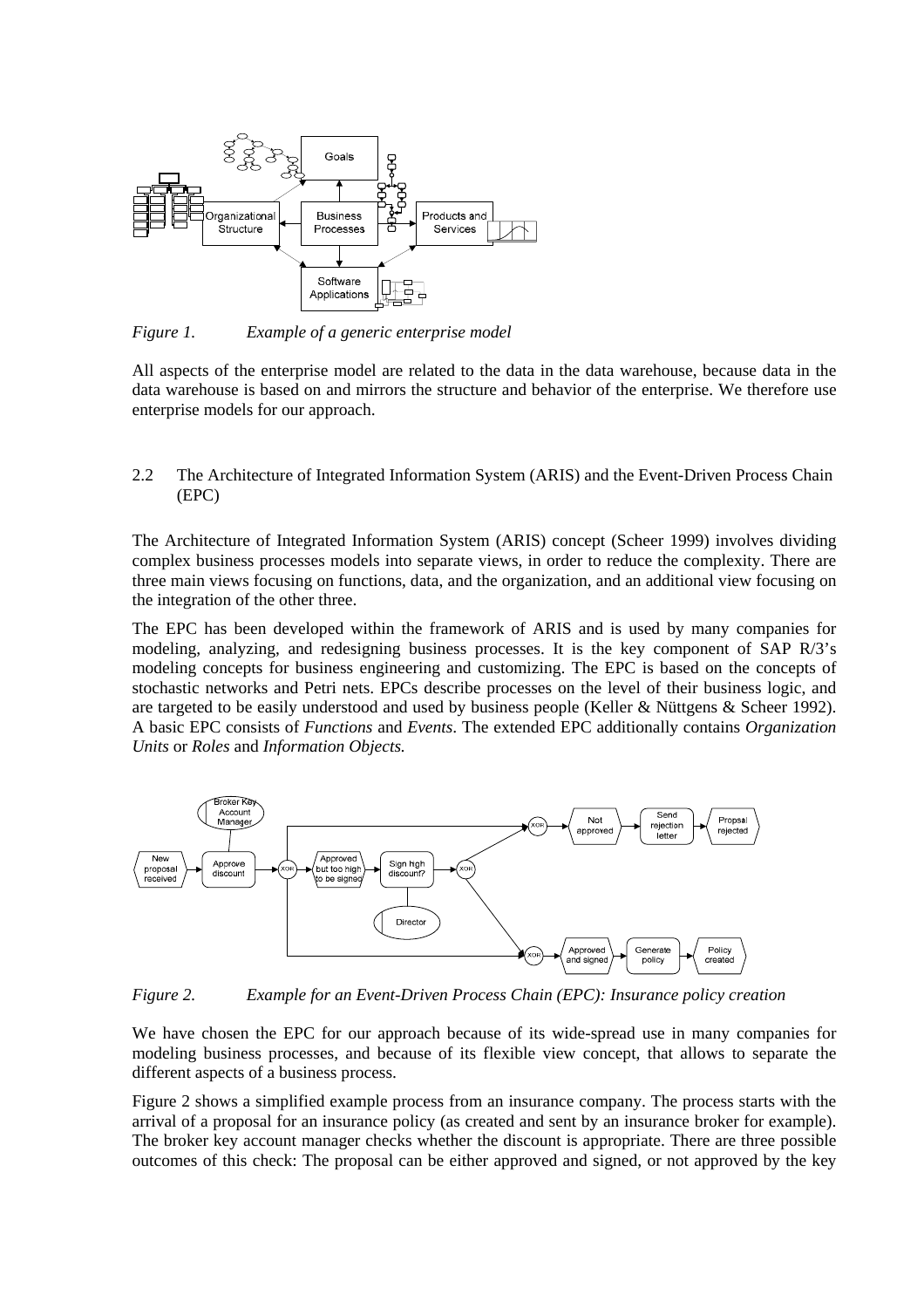*Figure 1. Example of a generic enterprise model*

All aspects of the enterprise model are related to the data in the data warehouse, because data in the data warehouse is based on and mirrors the structure and behavior of the enterprise. We therefore use enterprise models for our approach.

### 2.2 The Architecture of Integrated Information System (ARIS) and the Event-Driven Process Chain (EPC)

The Architecture of Integrated Information System (ARIS) concept (Scheer 1999) involves dividing complex business processes models into separate views, in order to reduce the complexity. There are three main views focusing on functions, data, and the organization, and an additional view focusing on the integration of the other three.

The EPC has been developed within the framework of ARIS and is used by many companies for modeling, analyzing, and redesigning business processes. It is the key component of SAP R/3's modeling concepts for business engineering and customizing. The EPC is based on the concepts of stochastic networks and Petri nets. EPCs describe processes on the level of their business logic, and are targeted to be easily understood and used by business people (Keller & Nüttgens & Scheer 1992). A basic EPC consists of *Functions* and *Events*. The extended EPC additionally contains *Organization Units* or *Roles* and *Information Objects.*

*Figure 2. Example for an Event-Driven Process Chain (EPC): Insurance policy creation*

We have chosen the EPC for our approach because of its wide-spread use in many companies for modeling business processes, and because of its flexible view concept, that allows to separate the different aspects of a business process.

Figure 2 shows a simplified example process from an insurance company. The process starts with the arrival of a proposal for an insurance policy (as created and sent by an insurance broker for example). The broker key account manager checks whether the discount is appropriate. There are three possible outcomes of this check: The proposal can be either approved and signed, or not approved by the key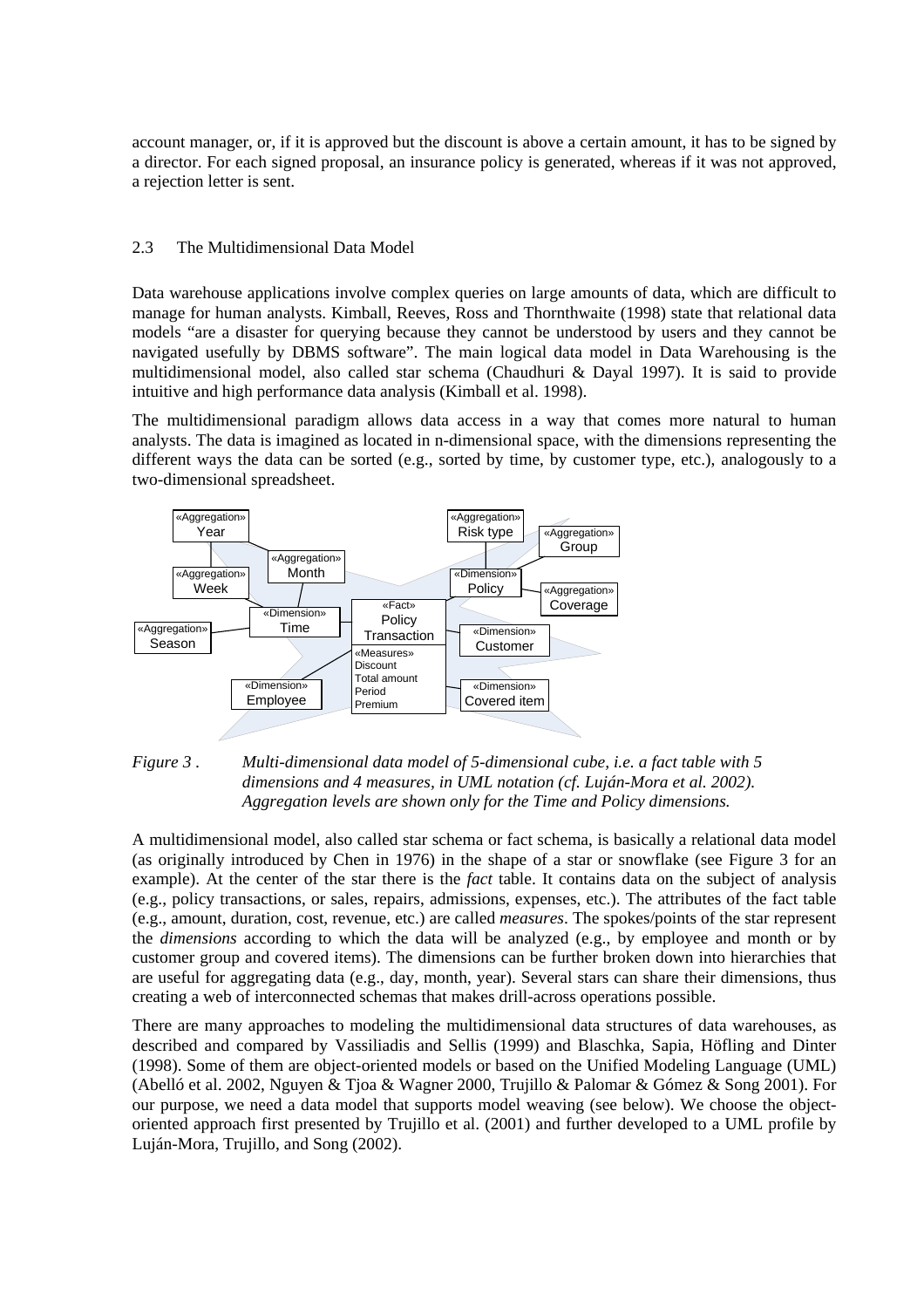account manager, or, if it is approved but the discount is above a certain amount, it has to be signed by a director. For each signed proposal, an insurance policy is generated, whereas if it was not approved, a rejection letter is sent.

### 2.3 The Multidimensional Data Model

Data warehouse applications involve complex queries on large amounts of data, which are difficult to manage for human analysts. Kimball, Reeves, Ross and Thornthwaite (1998) state that relational data models "are a disaster for querying because they cannot be understood by users and they cannot be navigated usefully by DBMS software". The main logical data model in Data Warehousing is the multidimensional model, also called star schema (Chaudhuri & Dayal 1997). It is said to provide intuitive and high performance data analysis (Kimball et al. 1998).

The multidimensional paradigm allows data access in a way that comes more natural to human analysts. The data is imagined as located in n-dimensional space, with the dimensions representing the different ways the data can be sorted (e.g., sorted by time, by customer type, etc.), analogously to a two-dimensional spreadsheet.

*Figure 3 . Multi-dimensional data model of 5-dimensional cube, i.e. a fact table with 5 dimensions and 4 measures, in UML notation (cf. Luján-Mora et al. 2002). Aggregation levels are shown only for the Time and Policy dimensions.*

A multidimensional model, also called star schema or fact schema, is basically a relational data model (as originally introduced by Chen in 1976) in the shape of a star or snowflake (see Figure 3 for an example). At the center of the star there is the *fact* table. It contains data on the subject of analysis (e.g., policy transactions, or sales, repairs, admissions, expenses, etc.). The attributes of the fact table (e.g., amount, duration, cost, revenue, etc.) are called *measures*. The spokes/points of the star represent the *dimensions* according to which the data will be analyzed (e.g., by employee and month or by customer group and covered items). The dimensions can be further broken down into hierarchies that are useful for aggregating data (e.g., day, month, year). Several stars can share their dimensions, thus creating a web of interconnected schemas that makes drill-across operations possible.

There are many approaches to modeling the multidimensional data structures of data warehouses, as described and compared by Vassiliadis and Sellis (1999) and Blaschka, Sapia, Höfling and Dinter (1998). Some of them are object-oriented models or based on the Unified Modeling Language (UML) (Abelló et al. 2002, Nguyen & Tjoa & Wagner 2000, Trujillo & Palomar & Gómez & Song 2001). For our purpose, we need a data model that supports model weaving (see below). We choose the object-oriented approach first presented by Trujillo et al. (2001) and further developed to a UML profile by Luján-Mora, Trujillo, and Song (2002).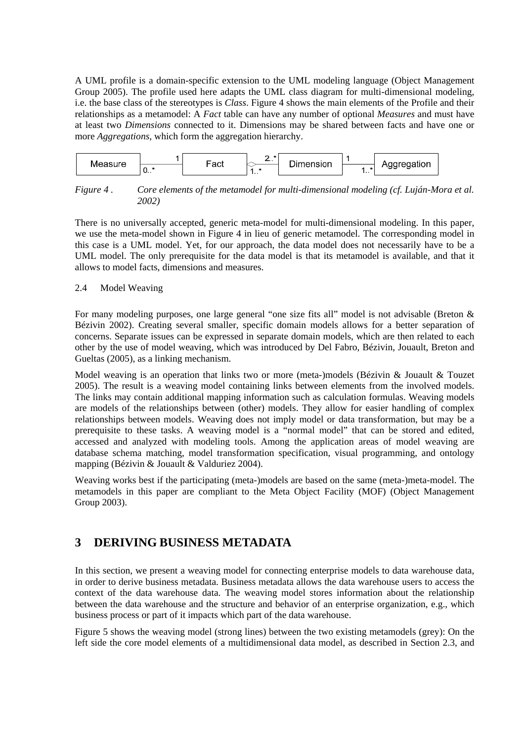A UML profile is a domain-specific extension to the UML modeling language (Object Management Group 2005). The profile used here adapts the UML class diagram for multi-dimensional modeling, i.e. the base class of the stereotypes is *Class*. Figure 4 shows the main elements of the Profile and their relationships as a metamodel: A *Fact* table can have any number of optional *Measures* and must have at least two *Dimensions* connected to it. Dimensions may be shared between facts and have one or more *Aggregations*, which form the aggregation hierarchy.

Measure 0..* — 1 Fact 1..* — 2..* Dimension 1 — 1..* Aggregation

*Figure 4 . Core elements of the metamodel for multi-dimensional modeling (cf. Luján-Mora et al. 2002)*

There is no universally accepted, generic meta-model for multi-dimensional modeling. In this paper, we use the meta-model shown in Figure 4 in lieu of generic metamodel. The corresponding model in this case is a UML model. Yet, for our approach, the data model does not necessarily have to be a UML model. The only prerequisite for the data model is that its metamodel is available, and that it allows to model facts, dimensions and measures.

### 2.4 Model Weaving

For many modeling purposes, one large general "one size fits all" model is not advisable (Breton & Bézivin 2002). Creating several smaller, specific domain models allows for a better separation of concerns. Separate issues can be expressed in separate domain models, which are then related to each other by the use of model weaving, which was introduced by Del Fabro, Bézivin, Jouault, Breton and Gueltas (2005), as a linking mechanism.

Model weaving is an operation that links two or more (meta-)models (Bézivin & Jouault & Touzet 2005). The result is a weaving model containing links between elements from the involved models. The links may contain additional mapping information such as calculation formulas. Weaving models are models of the relationships between (other) models. They allow for easier handling of complex relationships between models. Weaving does not imply model or data transformation, but may be a prerequisite to these tasks. A weaving model is a "normal model" that can be stored and edited, accessed and analyzed with modeling tools. Among the application areas of model weaving are database schema matching, model transformation specification, visual programming, and ontology mapping (Bézivin & Jouault & Valduriez 2004).

Weaving works best if the participating (meta-)models are based on the same (meta-)meta-model. The metamodels in this paper are compliant to the Meta Object Facility (MOF) (Object Management Group 2003).

## 3 DERIVING BUSINESS METADATA

In this section, we present a weaving model for connecting enterprise models to data warehouse data, in order to derive business metadata. Business metadata allows the data warehouse users to access the context of the data warehouse data. The weaving model stores information about the relationship between the data warehouse and the structure and behavior of an enterprise organization, e.g., which business process or part of it impacts which part of the data warehouse.

Figure 5 shows the weaving model (strong lines) between the two existing metamodels (grey): On the left side the core model elements of a multidimensional data model, as described in Section 2.3, and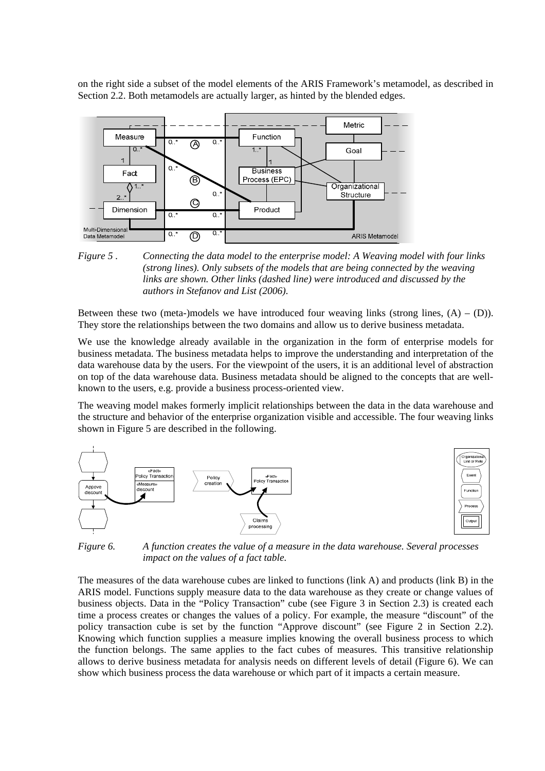on the right side a subset of the model elements of the ARIS Framework's metamodel, as described in Section 2.2. Both metamodels are actually larger, as hinted by the blended edges.

*Figure 5 .* *Connecting the data model to the enterprise model: A Weaving model with four links (strong lines). Only subsets of the models that are being connected by the weaving links are shown. Other links (dashed line) were introduced and discussed by the authors in Stefanov and List (2006).*

Between these two (meta-)models we have introduced four weaving links (strong lines, (A) – (D)). They store the relationships between the two domains and allow us to derive business metadata.

We use the knowledge already available in the organization in the form of enterprise models for business metadata. The business metadata helps to improve the understanding and interpretation of the data warehouse data by the users. For the viewpoint of the users, it is an additional level of abstraction on top of the data warehouse data. Business metadata should be aligned to the concepts that are well-known to the users, e.g. provide a business process-oriented view.

The weaving model makes formerly implicit relationships between the data in the data warehouse and the structure and behavior of the enterprise organization visible and accessible. The four weaving links shown in Figure 5 are described in the following.

*Figure 6.* *A function creates the value of a measure in the data warehouse. Several processes impact on the values of a fact table.*

The measures of the data warehouse cubes are linked to functions (link A) and products (link B) in the ARIS model. Functions supply measure data to the data warehouse as they create or change values of business objects. Data in the "Policy Transaction" cube (see Figure 3 in Section 2.3) is created each time a process creates or changes the values of a policy. For example, the measure "discount" of the policy transaction cube is set by the function "Approve discount" (see Figure 2 in Section 2.2). Knowing which function supplies a measure implies knowing the overall business process to which the function belongs. The same applies to the fact cubes of measures. This transitive relationship allows to derive business metadata for analysis needs on different levels of detail (Figure 6). We can show which business process the data warehouse or which part of it impacts a certain measure.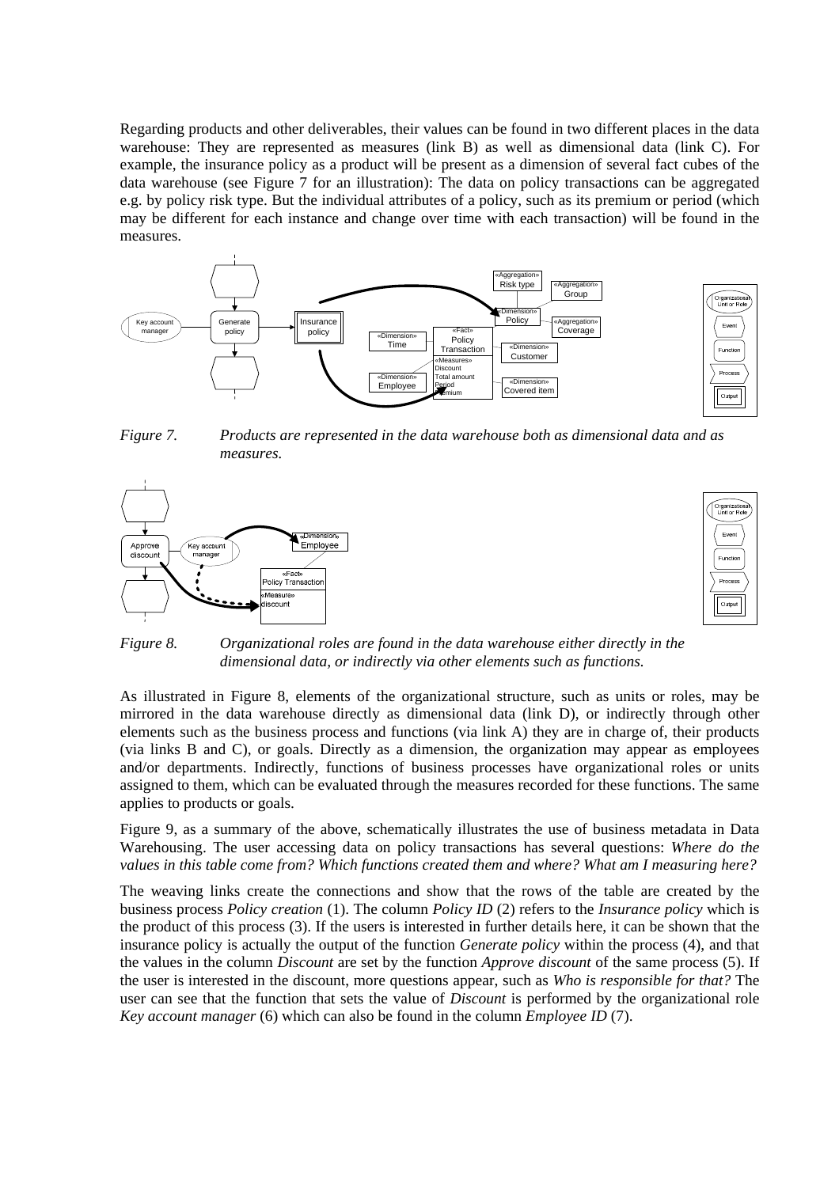Regarding products and other deliverables, their values can be found in two different places in the data warehouse: They are represented as measures (link B) as well as dimensional data (link C). For example, the insurance policy as a product will be present as a dimension of several fact cubes of the data warehouse (see Figure 7 for an illustration): The data on policy transactions can be aggregated e.g. by policy risk type. But the individual attributes of a policy, such as its premium or period (which may be different for each instance and change over time with each transaction) will be found in the measures.

*Figure 7. Products are represented in the data warehouse both as dimensional data and as measures.*

*Figure 8. Organizational roles are found in the data warehouse either directly in the dimensional data, or indirectly via other elements such as functions.*

As illustrated in Figure 8, elements of the organizational structure, such as units or roles, may be mirrored in the data warehouse directly as dimensional data (link D), or indirectly through other elements such as the business process and functions (via link A) they are in charge of, their products (via links B and C), or goals. Directly as a dimension, the organization may appear as employees and/or departments. Indirectly, functions of business processes have organizational roles or units assigned to them, which can be evaluated through the measures recorded for these functions. The same applies to products or goals.

Figure 9, as a summary of the above, schematically illustrates the use of business metadata in Data Warehousing. The user accessing data on policy transactions has several questions: *Where do the values in this table come from? Which functions created them and where? What am I measuring here?*

The weaving links create the connections and show that the rows of the table are created by the business process *Policy creation* (1). The column *Policy ID* (2) refers to the *Insurance policy* which is the product of this process (3). If the users is interested in further details here, it can be shown that the insurance policy is actually the output of the function *Generate policy* within the process (4), and that the values in the column *Discount* are set by the function *Approve discount* of the same process (5). If the user is interested in the discount, more questions appear, such as *Who is responsible for that?* The user can see that the function that sets the value of *Discount* is performed by the organizational role *Key account manager* (6) which can also be found in the column *Employee ID* (7).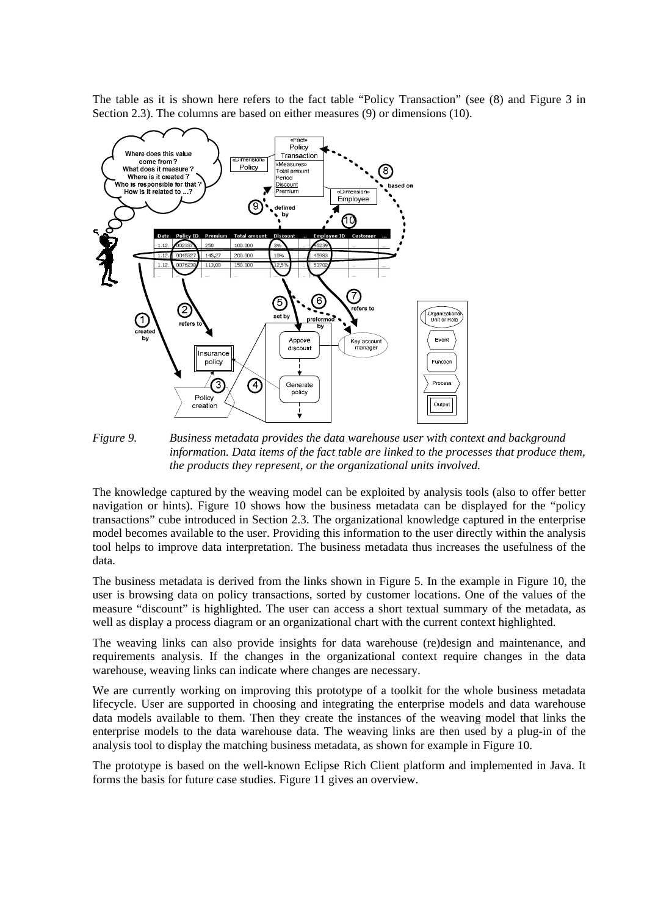The table as it is shown here refers to the fact table "Policy Transaction" (see (8) and Figure 3 in Section 2.3). The columns are based on either measures (9) or dimensions (10).

*Figure 9. Business metadata provides the data warehouse user with context and background information. Data items of the fact table are linked to the processes that produce them, the products they represent, or the organizational units involved.*

The knowledge captured by the weaving model can be exploited by analysis tools (also to offer better navigation or hints). Figure 10 shows how the business metadata can be displayed for the "policy transactions" cube introduced in Section 2.3. The organizational knowledge captured in the enterprise model becomes available to the user. Providing this information to the user directly within the analysis tool helps to improve data interpretation. The business metadata thus increases the usefulness of the data.

The business metadata is derived from the links shown in Figure 5. In the example in Figure 10, the user is browsing data on policy transactions, sorted by customer locations. One of the values of the measure "discount" is highlighted. The user can access a short textual summary of the metadata, as well as display a process diagram or an organizational chart with the current context highlighted.

The weaving links can also provide insights for data warehouse (re)design and maintenance, and requirements analysis. If the changes in the organizational context require changes in the data warehouse, weaving links can indicate where changes are necessary.

We are currently working on improving this prototype of a toolkit for the whole business metadata lifecycle. User are supported in choosing and integrating the enterprise models and data warehouse data models available to them. Then they create the instances of the weaving model that links the enterprise models to the data warehouse data. The weaving links are then used by a plug-in of the analysis tool to display the matching business metadata, as shown for example in Figure 10.

The prototype is based on the well-known Eclipse Rich Client platform and implemented in Java. It forms the basis for future case studies. Figure 11 gives an overview.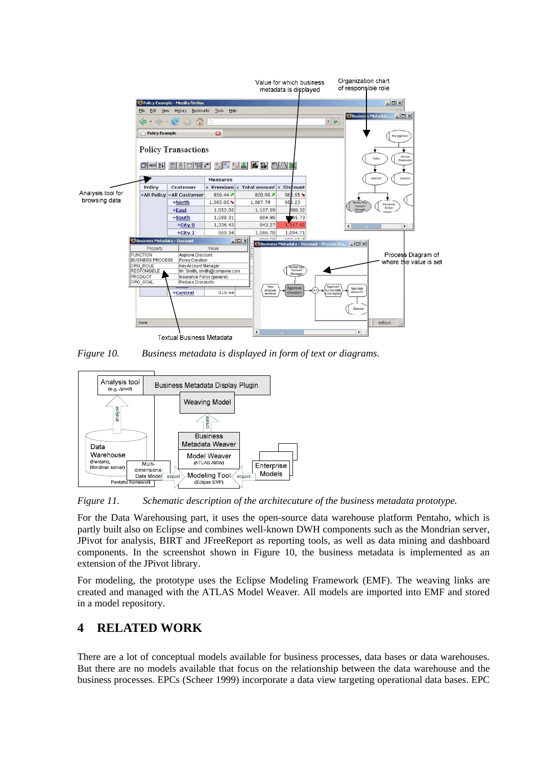*Figure 10. Business metadata is displayed in form of text or diagrams.*

*Figure 11. Schematic description of the architecuture of the business metadata prototype.*

For the Data Warehousing part, it uses the open-source data warehouse platform Pentaho, which is partly built also on Eclipse and combines well-known DWH components such as the Mondrian server, JPivot for analysis, BIRT and JFreeReport as reporting tools, as well as data mining and dashboard components. In the screenshot shown in Figure 10, the business metadata is implemented as an extension of the JPivot library.

For modeling, the prototype uses the Eclipse Modeling Framework (EMF). The weaving links are created and managed with the ATLAS Model Weaver. All models are imported into EMF and stored in a model repository.

## 4 RELATED WORK

There are a lot of conceptual models available for business processes, data bases or data warehouses. But there are no models available that focus on the relationship between the data warehouse and the business processes. EPCs (Scheer 1999) incorporate a data view targeting operational data bases. EPC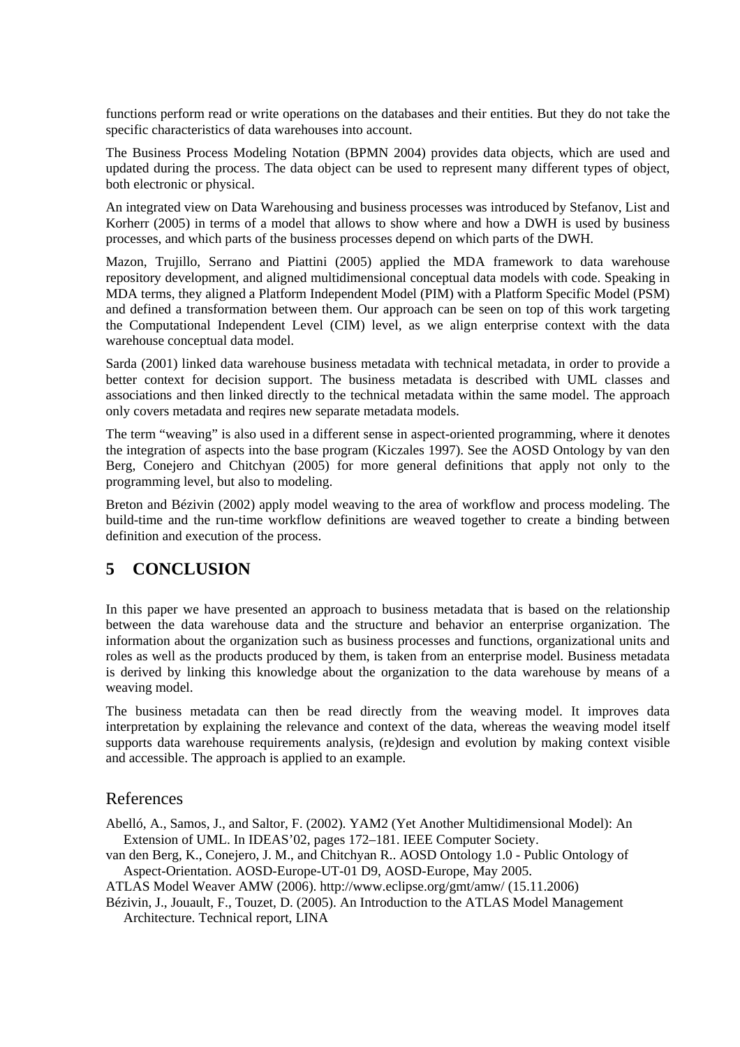functions perform read or write operations on the databases and their entities. But they do not take the specific characteristics of data warehouses into account.

The Business Process Modeling Notation (BPMN 2004) provides data objects, which are used and updated during the process. The data object can be used to represent many different types of object, both electronic or physical.

An integrated view on Data Warehousing and business processes was introduced by Stefanov, List and Korherr (2005) in terms of a model that allows to show where and how a DWH is used by business processes, and which parts of the business processes depend on which parts of the DWH.

Mazon, Trujillo, Serrano and Piattini (2005) applied the MDA framework to data warehouse repository development, and aligned multidimensional conceptual data models with code. Speaking in MDA terms, they aligned a Platform Independent Model (PIM) with a Platform Specific Model (PSM) and defined a transformation between them. Our approach can be seen on top of this work targeting the Computational Independent Level (CIM) level, as we align enterprise context with the data warehouse conceptual data model.

Sarda (2001) linked data warehouse business metadata with technical metadata, in order to provide a better context for decision support. The business metadata is described with UML classes and associations and then linked directly to the technical metadata within the same model. The approach only covers metadata and reqires new separate metadata models.

The term "weaving" is also used in a different sense in aspect-oriented programming, where it denotes the integration of aspects into the base program (Kiczales 1997). See the AOSD Ontology by van den Berg, Conejero and Chitchyan (2005) for more general definitions that apply not only to the programming level, but also to modeling.

Breton and Bézivin (2002) apply model weaving to the area of workflow and process modeling. The build-time and the run-time workflow definitions are weaved together to create a binding between definition and execution of the process.

## 5 CONCLUSION

In this paper we have presented an approach to business metadata that is based on the relationship between the data warehouse data and the structure and behavior an enterprise organization. The information about the organization such as business processes and functions, organizational units and roles as well as the products produced by them, is taken from an enterprise model. Business metadata is derived by linking this knowledge about the organization to the data warehouse by means of a weaving model.

The business metadata can then be read directly from the weaving model. It improves data interpretation by explaining the relevance and context of the data, whereas the weaving model itself supports data warehouse requirements analysis, (re)design and evolution by making context visible and accessible. The approach is applied to an example.

## References

Abelló, A., Samos, J., and Saltor, F. (2002). YAM2 (Yet Another Multidimensional Model): An Extension of UML. In IDEAS'02, pages 172–181. IEEE Computer Society.

van den Berg, K., Conejero, J. M., and Chitchyan R.. AOSD Ontology 1.0 - Public Ontology of Aspect-Orientation. AOSD-Europe-UT-01 D9, AOSD-Europe, May 2005.

ATLAS Model Weaver AMW (2006). http://www.eclipse.org/gmt/amw/ (15.11.2006)

Bézivin, J., Jouault, F., Touzet, D. (2005). An Introduction to the ATLAS Model Management Architecture. Technical report, LINA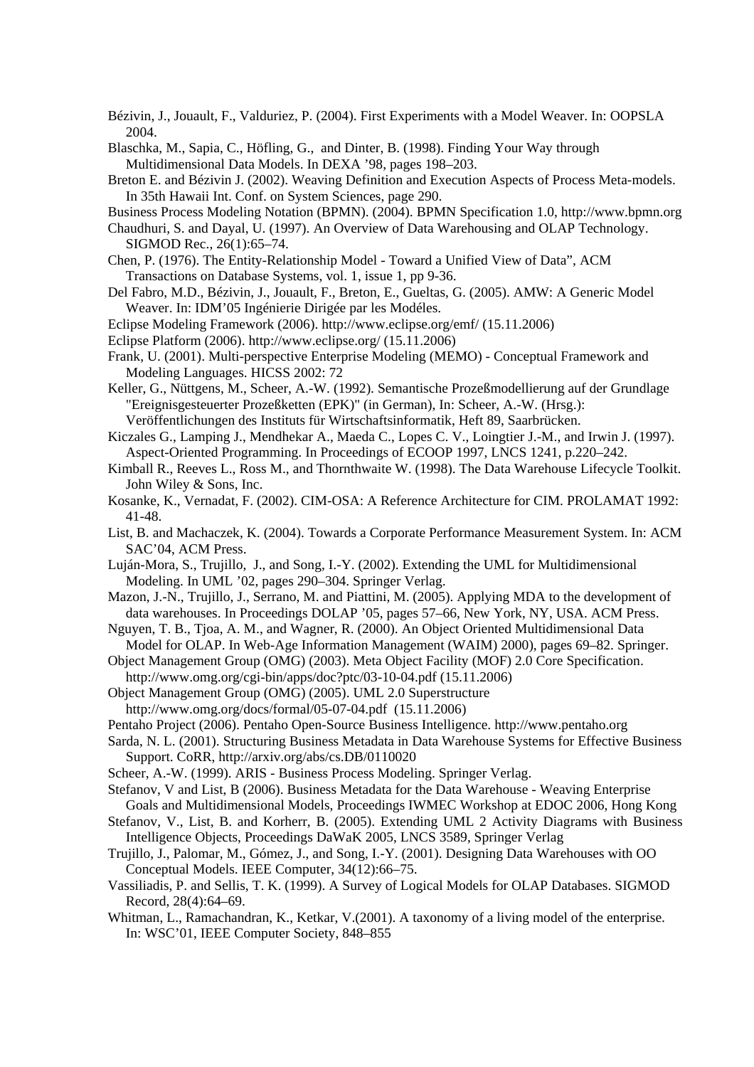Bézivin, J., Jouault, F., Valduriez, P. (2004). First Experiments with a Model Weaver. In: OOPSLA 2004.

Blaschka, M., Sapia, C., Höfling, G., and Dinter, B. (1998). Finding Your Way through Multidimensional Data Models. In DEXA '98, pages 198–203.

Breton E. and Bézivin J. (2002). Weaving Definition and Execution Aspects of Process Meta-models. In 35th Hawaii Int. Conf. on System Sciences, page 290.

Business Process Modeling Notation (BPMN). (2004). BPMN Specification 1.0, http://www.bpmn.org

Chaudhuri, S. and Dayal, U. (1997). An Overview of Data Warehousing and OLAP Technology. SIGMOD Rec., 26(1):65–74.

Chen, P. (1976). The Entity-Relationship Model - Toward a Unified View of Data", ACM Transactions on Database Systems, vol. 1, issue 1, pp 9-36.

Del Fabro, M.D., Bézivin, J., Jouault, F., Breton, E., Gueltas, G. (2005). AMW: A Generic Model Weaver. In: IDM'05 Ingénierie Dirigée par les Modéles.

Eclipse Modeling Framework (2006). http://www.eclipse.org/emf/ (15.11.2006)

Eclipse Platform (2006). http://www.eclipse.org/ (15.11.2006)

Frank, U. (2001). Multi-perspective Enterprise Modeling (MEMO) - Conceptual Framework and Modeling Languages. HICSS 2002: 72

Keller, G., Nüttgens, M., Scheer, A.-W. (1992). Semantische Prozeßmodellierung auf der Grundlage "Ereignisgesteuerter Prozeßketten (EPK)" (in German), In: Scheer, A.-W. (Hrsg.): Veröffentlichungen des Instituts für Wirtschaftsinformatik, Heft 89, Saarbrücken.

Kiczales G., Lamping J., Mendhekar A., Maeda C., Lopes C. V., Loingtier J.-M., and Irwin J. (1997). Aspect-Oriented Programming. In Proceedings of ECOOP 1997, LNCS 1241, p.220–242.

Kimball R., Reeves L., Ross M., and Thornthwaite W. (1998). The Data Warehouse Lifecycle Toolkit. John Wiley & Sons, Inc.

Kosanke, K., Vernadat, F. (2002). CIM-OSA: A Reference Architecture for CIM. PROLAMAT 1992: 41-48.

List, B. and Machaczek, K. (2004). Towards a Corporate Performance Measurement System. In: ACM SAC'04, ACM Press.

Luján-Mora, S., Trujillo, J., and Song, I.-Y. (2002). Extending the UML for Multidimensional Modeling. In UML '02, pages 290–304. Springer Verlag.

Mazon, J.-N., Trujillo, J., Serrano, M. and Piattini, M. (2005). Applying MDA to the development of data warehouses. In Proceedings DOLAP '05, pages 57–66, New York, NY, USA. ACM Press.

Nguyen, T. B., Tjoa, A. M., and Wagner, R. (2000). An Object Oriented Multidimensional Data Model for OLAP. In Web-Age Information Management (WAIM) 2000), pages 69–82. Springer.

Object Management Group (OMG) (2003). Meta Object Facility (MOF) 2.0 Core Specification. http://www.omg.org/cgi-bin/apps/doc?ptc/03-10-04.pdf (15.11.2006)

Object Management Group (OMG) (2005). UML 2.0 Superstructure http://www.omg.org/docs/formal/05-07-04.pdf (15.11.2006)

Pentaho Project (2006). Pentaho Open-Source Business Intelligence. http://www.pentaho.org

Sarda, N. L. (2001). Structuring Business Metadata in Data Warehouse Systems for Effective Business Support. CoRR, http://arxiv.org/abs/cs.DB/0110020

Scheer, A.-W. (1999). ARIS - Business Process Modeling. Springer Verlag.

Stefanov, V and List, B (2006). Business Metadata for the Data Warehouse - Weaving Enterprise Goals and Multidimensional Models, Proceedings IWMEC Workshop at EDOC 2006, Hong Kong

Stefanov, V., List, B. and Korherr, B. (2005). Extending UML 2 Activity Diagrams with Business Intelligence Objects, Proceedings DaWaK 2005, LNCS 3589, Springer Verlag

Trujillo, J., Palomar, M., Gómez, J., and Song, I.-Y. (2001). Designing Data Warehouses with OO Conceptual Models. IEEE Computer, 34(12):66–75.

Vassiliadis, P. and Sellis, T. K. (1999). A Survey of Logical Models for OLAP Databases. SIGMOD Record, 28(4):64–69.

Whitman, L., Ramachandran, K., Ketkar, V.(2001). A taxonomy of a living model of the enterprise. In: WSC'01, IEEE Computer Society, 848–855